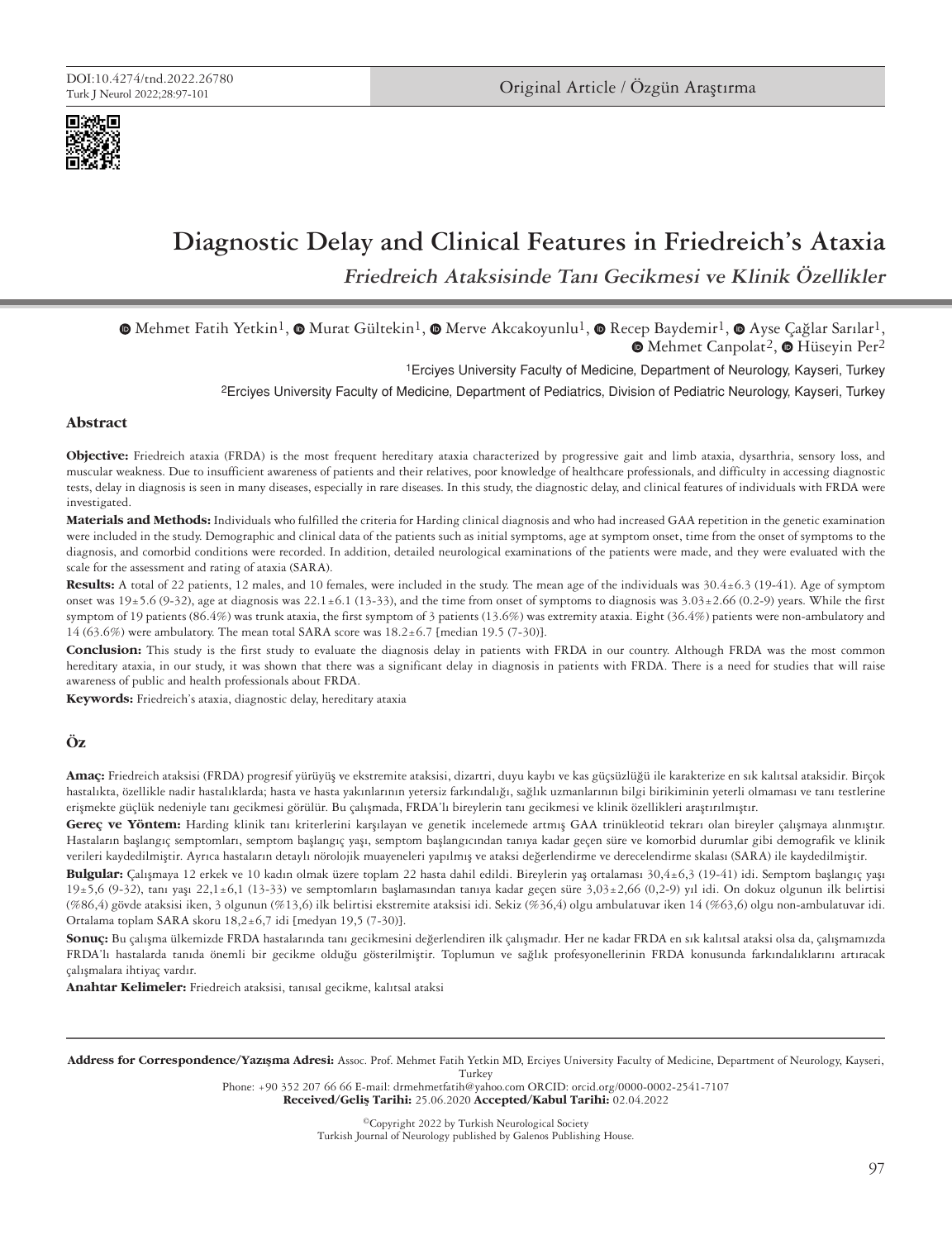DOI:10.4274/tnd.2022.26780

Original Article / Özgün Araştırma

# Diagnostic Delay and Clinical Features in Friedreich's Ataxia

## *Friedreich Ataksisinde Tanı Gecikmesi ve Klinik Özellikler*

Mehmet Fatih Yetkin[1], Murat Gültekin[1], Merve Akcakoyunlu[1], Recep Baydemir[1], Ayse Çağlar Sarılar[1], Mehmet Canpolat[2], Hüseyin Per[2]

[1]Erciyes University Faculty of Medicine, Department of Neurology, Kayseri, Turkey

[2]Erciyes University Faculty of Medicine, Department of Pediatrics, Division of Pediatric Neurology, Kayseri, Turkey

### Abstract

**Objective:** Friedreich ataxia (FRDA) is the most frequent hereditary ataxia characterized by progressive gait and limb ataxia, dysarthria, sensory loss, and muscular weakness. Due to insufficient awareness of patients and their relatives, poor knowledge of healthcare professionals, and difficulty in accessing diagnostic tests, delay in diagnosis is seen in many diseases, especially in rare diseases. In this study, the diagnostic delay, and clinical features of individuals with FRDA were investigated.

**Materials and Methods:** Individuals who fulfilled the criteria for Harding clinical diagnosis and who had increased GAA repetition in the genetic examination were included in the study. Demographic and clinical data of the patients such as initial symptoms, age at symptom onset, time from the onset of symptoms to the diagnosis, and comorbid conditions were recorded. In addition, detailed neurological examinations of the patients were made, and they were evaluated with the scale for the assessment and rating of ataxia (SARA).

**Results:** A total of 22 patients, 12 males, and 10 females, were included in the study. The mean age of the individuals was 30.4±6.3 (19-41). Age of symptom onset was 19±5.6 (9-32), age at diagnosis was 22.1±6.1 (13-33), and the time from onset of symptoms to diagnosis was 3.03±2.66 (0.2-9) years. While the first symptom of 19 patients (86.4%) was trunk ataxia, the first symptom of 3 patients (13.6%) was extremity ataxia. Eight (36.4%) patients were non-ambulatory and 14 (63.6%) were ambulatory. The mean total SARA score was 18.2±6.7 [median 19.5 (7-30)].

**Conclusion:** This study is the first study to evaluate the diagnosis delay in patients with FRDA in our country. Although FRDA was the most common hereditary ataxia, in our study, it was shown that there was a significant delay in diagnosis in patients with FRDA. There is a need for studies that will raise awareness of public and health professionals about FRDA.

**Keywords:** Friedreich's ataxia, diagnostic delay, hereditary ataxia

### Öz

**Amaç:** Friedreich ataksisi (FRDA) progresif yürüyüş ve ekstremite ataksisi, dizartri, duyu kaybı ve kas güçsüzlüğü ile karakterize en sık kalıtsal ataksidir. Birçok hastalıkta, özellikle nadir hastalıklarda; hasta ve hasta yakınlarının yetersiz farkındalığı, sağlık uzmanlarının bilgi birikiminin yeterli olmaması ve tanı testlerine erişmekte güçlük nedeniyle tanı gecikmesi görülür. Bu çalışmada, FRDA'lı bireylerin tanı gecikmesi ve klinik özellikleri araştırılmıştır.

**Gereç ve Yöntem:** Harding klinik tanı kriterlerini karşılayan ve genetik incelemede artmış GAA trinükleotid tekrarı olan bireyler çalışmaya alınmıştır. Hastaların başlangıç semptomları, semptom başlangıç yaşı, semptom başlangıcından tanıya kadar geçen süre ve komorbid durumlar gibi demografik ve klinik verileri kaydedilmiştir. Ayrıca hastaların detaylı nörolojik muayeneleri yapılmış ve ataksi değerlendirme ve derecelendirme skalası (SARA) ile kaydedilmiştir.

**Bulgular:** Çalışmaya 12 erkek ve 10 kadın olmak üzere toplam 22 hasta dahil edildi. Bireylerin yaş ortalaması 30,4±6,3 (19-41) idi. Semptom başlangıç yaşı 19±5,6 (9-32), tanı yaşı 22,1±6,1 (13-33) ve semptomların başlamasından tanıya kadar geçen süre 3,03±2,66 (0,2-9) yıl idi. On dokuz olgunun ilk belirtisi (%86,4) gövde ataksisi iken, 3 olgunun (%13,6) ilk belirtisi ekstremite ataksisi idi. Sekiz (%36,4) olgu ambulatuvar iken 14 (%63,6) olgu non-ambulatuvar idi. Ortalama toplam SARA skoru 18,2±6,7 idi [medyan 19,5 (7-30)].

**Sonuç:** Bu çalışma ülkemizde FRDA hastalarında tanı gecikmesini değerlendiren ilk çalışmadır. Her ne kadar FRDA en sık kalıtsal ataksi olsa da, çalışmamızda FRDA'lı hastalarda tanıda önemli bir gecikme olduğu gösterilmiştir. Toplumun ve sağlık profesyonellerinin FRDA konusunda farkındalıklarını artıracak çalışmalara ihtiyaç vardır.

**Anahtar Kelimeler:** Friedreich ataksisi, tanısal gecikme, kalıtsal ataksi

---

**Address for Correspondence/Yazışma Adresi:** Assoc. Prof. Mehmet Fatih Yetkin MD, Erciyes University Faculty of Medicine, Department of Neurology, Kayseri, Turkey

Phone: +90 352 207 66 66 E-mail: drmehmetfatih@yahoo.com ORCID: orcid.org/0000-0002-2541-7107

**Received/Geliş Tarihi:** 25.06.2020 **Accepted/Kabul Tarihi:** 02.04.2022

©Copyright 2022 by Turkish Neurological Society
Turkish Journal of Neurology published by Galenos Publishing House.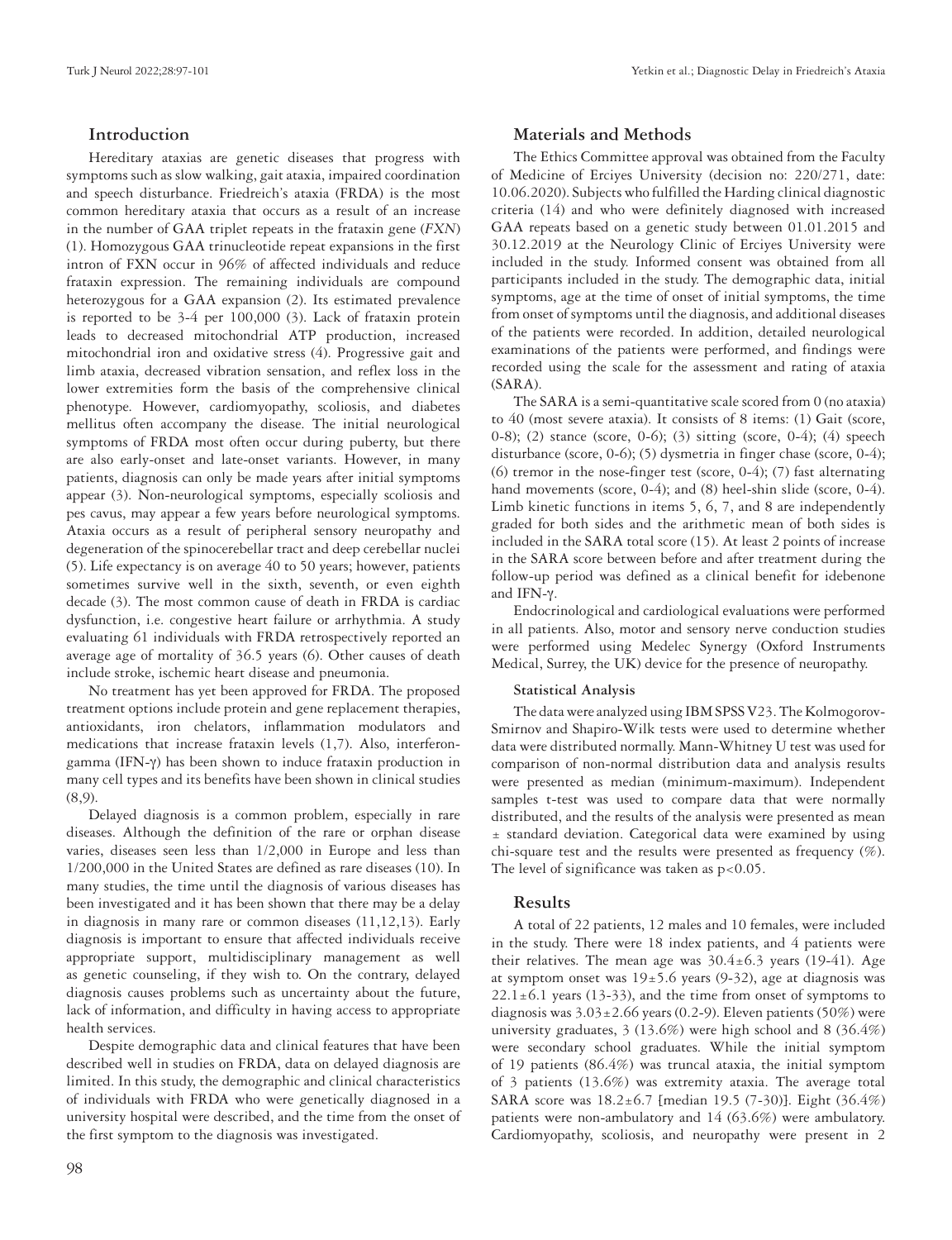## Introduction

Hereditary ataxias are genetic diseases that progress with symptoms such as slow walking, gait ataxia, impaired coordination and speech disturbance. Friedreich's ataxia (FRDA) is the most common hereditary ataxia that occurs as a result of an increase in the number of GAA triplet repeats in the frataxin gene (*FXN*) (1). Homozygous GAA trinucleotide repeat expansions in the first intron of FXN occur in 96% of affected individuals and reduce frataxin expression. The remaining individuals are compound heterozygous for a GAA expansion (2). Its estimated prevalence is reported to be 3-4 per 100,000 (3). Lack of frataxin protein leads to decreased mitochondrial ATP production, increased mitochondrial iron and oxidative stress (4). Progressive gait and limb ataxia, decreased vibration sensation, and reflex loss in the lower extremities form the basis of the comprehensive clinical phenotype. However, cardiomyopathy, scoliosis, and diabetes mellitus often accompany the disease. The initial neurological symptoms of FRDA most often occur during puberty, but there are also early-onset and late-onset variants. However, in many patients, diagnosis can only be made years after initial symptoms appear (3). Non-neurological symptoms, especially scoliosis and pes cavus, may appear a few years before neurological symptoms. Ataxia occurs as a result of peripheral sensory neuropathy and degeneration of the spinocerebellar tract and deep cerebellar nuclei (5). Life expectancy is on average 40 to 50 years; however, patients sometimes survive well in the sixth, seventh, or even eighth decade (3). The most common cause of death in FRDA is cardiac dysfunction, i.e. congestive heart failure or arrhythmia. A study evaluating 61 individuals with FRDA retrospectively reported an average age of mortality of 36.5 years (6). Other causes of death include stroke, ischemic heart disease and pneumonia.

No treatment has yet been approved for FRDA. The proposed treatment options include protein and gene replacement therapies, antioxidants, iron chelators, inflammation modulators and medications that increase frataxin levels (1,7). Also, interferon-gamma (IFN-γ) has been shown to induce frataxin production in many cell types and its benefits have been shown in clinical studies (8,9).

Delayed diagnosis is a common problem, especially in rare diseases. Although the definition of the rare or orphan disease varies, diseases seen less than 1/2,000 in Europe and less than 1/200,000 in the United States are defined as rare diseases (10). In many studies, the time until the diagnosis of various diseases has been investigated and it has been shown that there may be a delay in diagnosis in many rare or common diseases (11,12,13). Early diagnosis is important to ensure that affected individuals receive appropriate support, multidisciplinary management as well as genetic counseling, if they wish to. On the contrary, delayed diagnosis causes problems such as uncertainty about the future, lack of information, and difficulty in having access to appropriate health services.

Despite demographic data and clinical features that have been described well in studies on FRDA, data on delayed diagnosis are limited. In this study, the demographic and clinical characteristics of individuals with FRDA who were genetically diagnosed in a university hospital were described, and the time from the onset of the first symptom to the diagnosis was investigated.

## Materials and Methods

The Ethics Committee approval was obtained from the Faculty of Medicine of Erciyes University (decision no: 220/271, date: 10.06.2020). Subjects who fulfilled the Harding clinical diagnostic criteria (14) and who were definitely diagnosed with increased GAA repeats based on a genetic study between 01.01.2015 and 30.12.2019 at the Neurology Clinic of Erciyes University were included in the study. Informed consent was obtained from all participants included in the study. The demographic data, initial symptoms, age at the time of onset of initial symptoms, the time from onset of symptoms until the diagnosis, and additional diseases of the patients were recorded. In addition, detailed neurological examinations of the patients were performed, and findings were recorded using the scale for the assessment and rating of ataxia (SARA).

The SARA is a semi-quantitative scale scored from 0 (no ataxia) to 40 (most severe ataxia). It consists of 8 items: (1) Gait (score, 0-8); (2) stance (score, 0-6); (3) sitting (score, 0-4); (4) speech disturbance (score, 0-6); (5) dysmetria in finger chase (score, 0-4); (6) tremor in the nose-finger test (score, 0-4); (7) fast alternating hand movements (score, 0-4); and (8) heel-shin slide (score, 0-4). Limb kinetic functions in items 5, 6, 7, and 8 are independently graded for both sides and the arithmetic mean of both sides is included in the SARA total score (15). At least 2 points of increase in the SARA score between before and after treatment during the follow-up period was defined as a clinical benefit for idebenone and IFN-γ.

Endocrinological and cardiological evaluations were performed in all patients. Also, motor and sensory nerve conduction studies were performed using Medelec Synergy (Oxford Instruments Medical, Surrey, the UK) device for the presence of neuropathy.

### Statistical Analysis

The data were analyzed using IBM SPSS V23. The Kolmogorov-Smirnov and Shapiro-Wilk tests were used to determine whether data were distributed normally. Mann-Whitney U test was used for comparison of non-normal distribution data and analysis results were presented as median (minimum-maximum). Independent samples t-test was used to compare data that were normally distributed, and the results of the analysis were presented as mean ± standard deviation. Categorical data were examined by using chi-square test and the results were presented as frequency (%). The level of significance was taken as $p<0.05$.

## Results

A total of 22 patients, 12 males and 10 females, were included in the study. There were 18 index patients, and 4 patients were their relatives. The mean age was 30.4±6.3 years (19-41). Age at symptom onset was 19±5.6 years (9-32), age at diagnosis was 22.1±6.1 years (13-33), and the time from onset of symptoms to diagnosis was 3.03±2.66 years (0.2-9). Eleven patients (50%) were university graduates, 3 (13.6%) were high school and 8 (36.4%) were secondary school graduates. While the initial symptom of 19 patients (86.4%) was truncal ataxia, the initial symptom of 3 patients (13.6%) was extremity ataxia. The average total SARA score was 18.2±6.7 [median 19.5 (7-30)]. Eight (36.4%) patients were non-ambulatory and 14 (63.6%) were ambulatory. Cardiomyopathy, scoliosis, and neuropathy were present in 2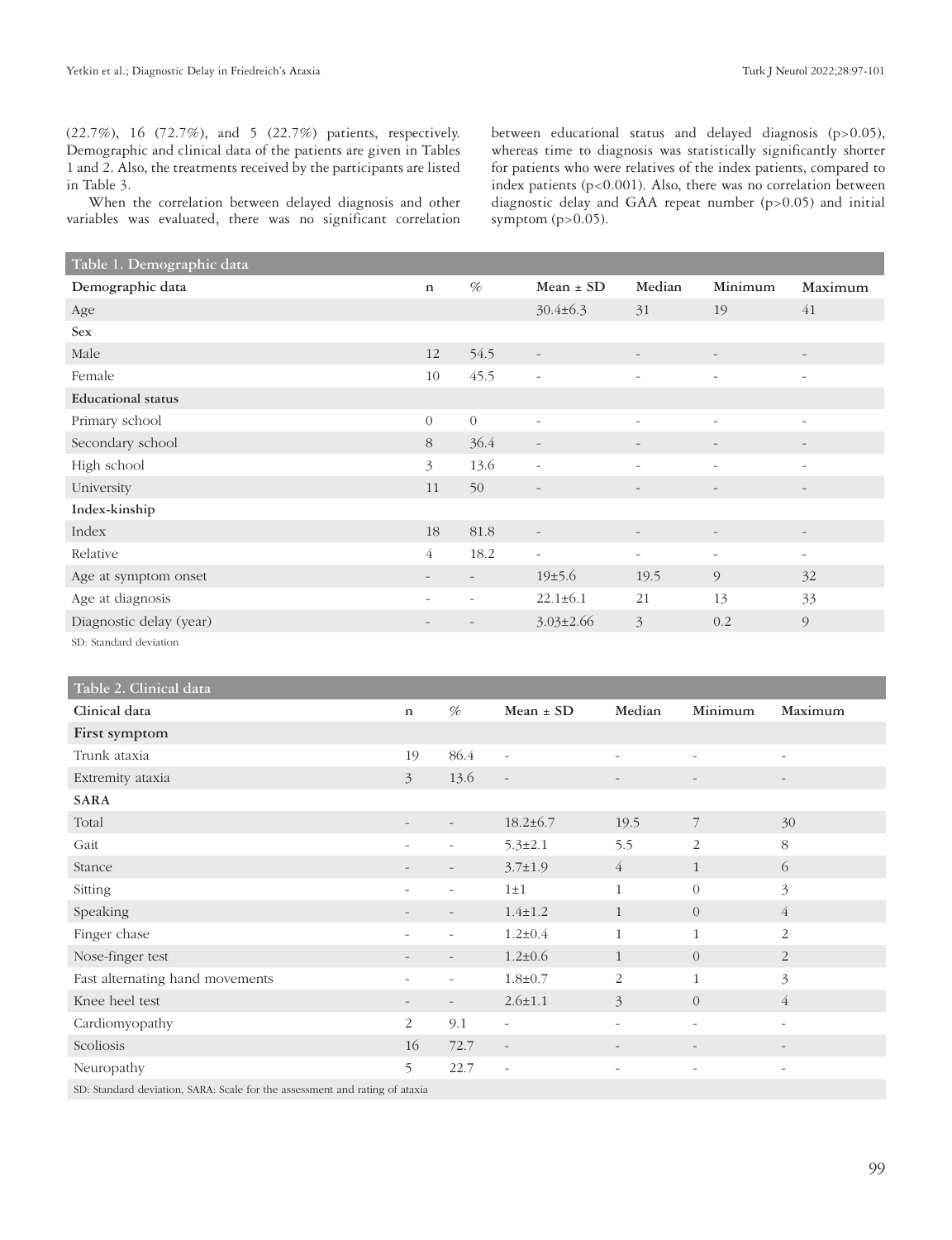(22.7%), 16 (72.7%), and 5 (22.7%) patients, respectively. Demographic and clinical data of the patients are given in Tables 1 and 2. Also, the treatments received by the participants are listed in Table 3.

When the correlation between delayed diagnosis and other variables was evaluated, there was no significant correlation between educational status and delayed diagnosis ($p>0.05$), whereas time to diagnosis was statistically significantly shorter for patients who were relatives of the index patients, compared to index patients ($p<0.001$). Also, there was no correlation between diagnostic delay and GAA repeat number ($p>0.05$) and initial symptom ($p>0.05$).

**Table 1. Demographic data**

| Demographic data | n | % | Mean ± SD | Median | Minimum | Maximum |
|---|---|---|---|---|---|---|
| Age | | | 30.4±6.3 | 31 | 19 | 41 |
| **Sex** | | | | | | |
| Male | 12 | 54.5 | - | - | - | - |
| Female | 10 | 45.5 | - | - | - | - |
| **Educational status** | | | | | | |
| Primary school | 0 | 0 | - | - | - | - |
| Secondary school | 8 | 36.4 | - | - | - | - |
| High school | 3 | 13.6 | - | - | - | - |
| University | 11 | 50 | - | - | - | - |
| **Index-kinship** | | | | | | |
| Index | 18 | 81.8 | - | - | - | - |
| Relative | 4 | 18.2 | - | - | - | - |
| Age at symptom onset | - | - | 19±5.6 | 19.5 | 9 | 32 |
| Age at diagnosis | - | - | 22.1±6.1 | 21 | 13 | 33 |
| Diagnostic delay (year) | - | - | 3.03±2.66 | 3 | 0.2 | 9 |

SD: Standard deviation

**Table 2. Clinical data**

| Clinical data | n | % | Mean ± SD | Median | Minimum | Maximum |
|---|---|---|---|---|---|---|
| **First symptom** | | | | | | |
| Trunk ataxia | 19 | 86.4 | - | - | - | - |
| Extremity ataxia | 3 | 13.6 | - | - | - | - |
| **SARA** | | | | | | |
| Total | - | - | 18.2±6.7 | 19.5 | 7 | 30 |
| Gait | - | - | 5.3±2.1 | 5.5 | 2 | 8 |
| Stance | - | - | 3.7±1.9 | 4 | 1 | 6 |
| Sitting | - | - | 1±1 | 1 | 0 | 3 |
| Speaking | - | - | 1.4±1.2 | 1 | 0 | 4 |
| Finger chase | - | - | 1.2±0.4 | 1 | 1 | 2 |
| Nose-finger test | - | - | 1.2±0.6 | 1 | 0 | 2 |
| Fast alternating hand movements | - | - | 1.8±0.7 | 2 | 1 | 3 |
| Knee heel test | - | - | 2.6±1.1 | 3 | 0 | 4 |
| Cardiomyopathy | 2 | 9.1 | - | - | - | - |
| Scoliosis | 16 | 72.7 | - | - | - | - |
| Neuropathy | 5 | 22.7 | - | - | - | - |

SD: Standard deviation, SARA: Scale for the assessment and rating of ataxia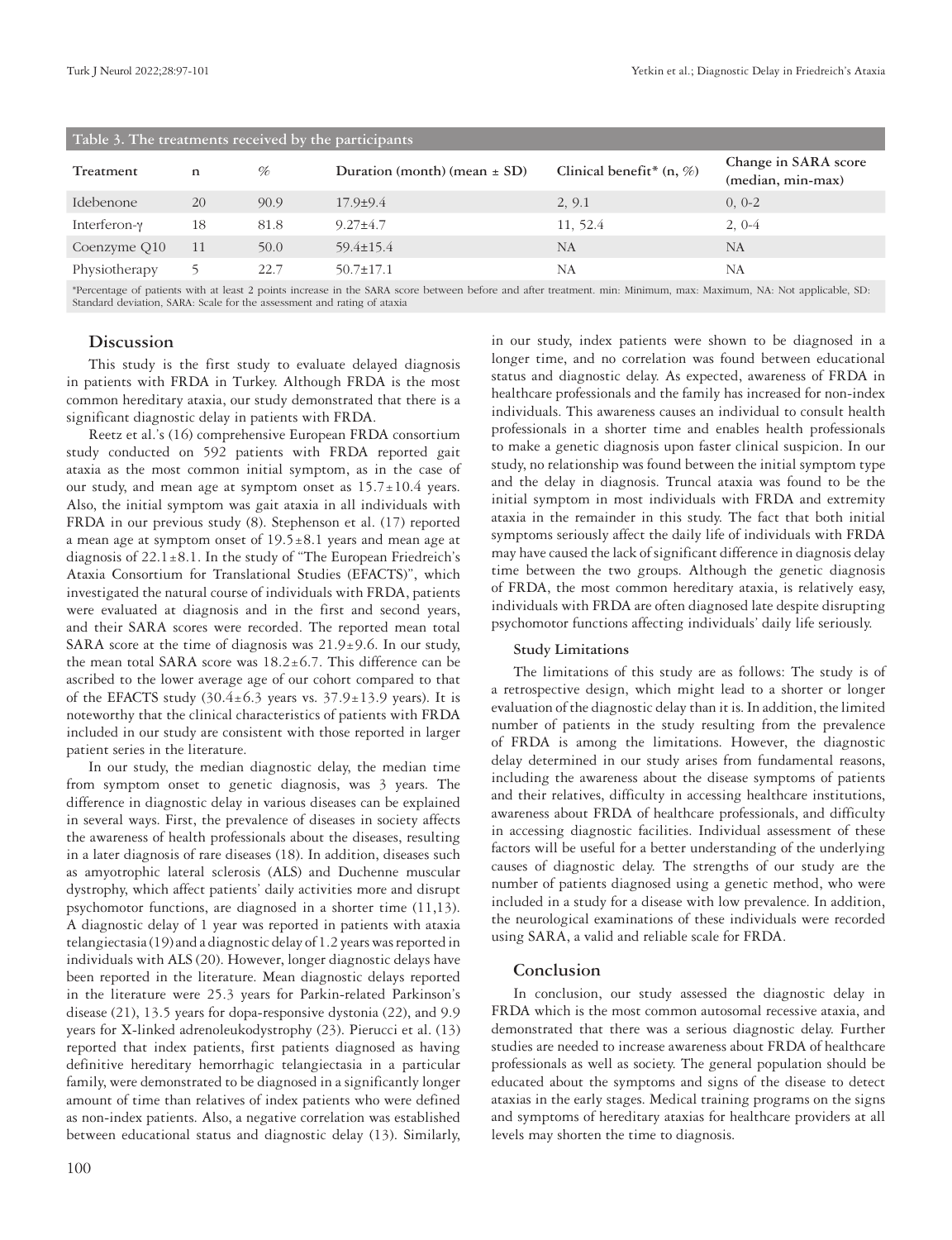**Table 3. The treatments received by the participants**

| Treatment | n | % | Duration (month) (mean ± SD) | Clinical benefit* (n, %) | Change in SARA score (median, min-max) |
|---|---|---|---|---|---|
| Idebenone | 20 | 90.9 | 17.9±9.4 | 2, 9.1 | 0, 0-2 |
| Interferon-γ | 18 | 81.8 | 9.27±4.7 | 11, 52.4 | 2, 0-4 |
| Coenzyme Q10 | 11 | 50.0 | 59.4±15.4 | NA | NA |
| Physiotherapy | 5 | 22.7 | 50.7±17.1 | NA | NA |

*Percentage of patients with at least 2 points increase in the SARA score between before and after treatment. min: Minimum, max: Maximum, NA: Not applicable, SD: Standard deviation, SARA: Scale for the assessment and rating of ataxia

## Discussion

This study is the first study to evaluate delayed diagnosis in patients with FRDA in Turkey. Although FRDA is the most common hereditary ataxia, our study demonstrated that there is a significant diagnostic delay in patients with FRDA.

Reetz et al.'s (16) comprehensive European FRDA consortium study conducted on 592 patients with FRDA reported gait ataxia as the most common initial symptom, as in the case of our study, and mean age at symptom onset as 15.7±10.4 years. Also, the initial symptom was gait ataxia in all individuals with FRDA in our previous study (8). Stephenson et al. (17) reported a mean age at symptom onset of 19.5±8.1 years and mean age at diagnosis of 22.1±8.1. In the study of "The European Friedreich's Ataxia Consortium for Translational Studies (EFACTS)", which investigated the natural course of individuals with FRDA, patients were evaluated at diagnosis and in the first and second years, and their SARA scores were recorded. The reported mean total SARA score at the time of diagnosis was 21.9±9.6. In our study, the mean total SARA score was 18.2±6.7. This difference can be ascribed to the lower average age of our cohort compared to that of the EFACTS study (30.4±6.3 years vs. 37.9±13.9 years). It is noteworthy that the clinical characteristics of patients with FRDA included in our study are consistent with those reported in larger patient series in the literature.

In our study, the median diagnostic delay, the median time from symptom onset to genetic diagnosis, was 3 years. The difference in diagnostic delay in various diseases can be explained in several ways. First, the prevalence of diseases in society affects the awareness of health professionals about the diseases, resulting in a later diagnosis of rare diseases (18). In addition, diseases such as amyotrophic lateral sclerosis (ALS) and Duchenne muscular dystrophy, which affect patients' daily activities more and disrupt psychomotor functions, are diagnosed in a shorter time (11,13). A diagnostic delay of 1 year was reported in patients with ataxia telangiectasia (19) and a diagnostic delay of 1.2 years was reported in individuals with ALS (20). However, longer diagnostic delays have been reported in the literature. Mean diagnostic delays reported in the literature were 25.3 years for Parkin-related Parkinson's disease (21), 13.5 years for dopa-responsive dystonia (22), and 9.9 years for X-linked adrenoleukodystrophy (23). Pierucci et al. (13) reported that index patients, first patients diagnosed as having definitive hereditary hemorrhagic telangiectasia in a particular family, were demonstrated to be diagnosed in a significantly longer amount of time than relatives of index patients who were defined as non-index patients. Also, a negative correlation was established between educational status and diagnostic delay (13). Similarly, in our study, index patients were shown to be diagnosed in a longer time, and no correlation was found between educational status and diagnostic delay. As expected, awareness of FRDA in healthcare professionals and the family has increased for non-index individuals. This awareness causes an individual to consult health professionals in a shorter time and enables health professionals to make a genetic diagnosis upon faster clinical suspicion. In our study, no relationship was found between the initial symptom type and the delay in diagnosis. Truncal ataxia was found to be the initial symptom in most individuals with FRDA and extremity ataxia in the remainder in this study. The fact that both initial symptoms seriously affect the daily life of individuals with FRDA may have caused the lack of significant difference in diagnosis delay time between the two groups. Although the genetic diagnosis of FRDA, the most common hereditary ataxia, is relatively easy, individuals with FRDA are often diagnosed late despite disrupting psychomotor functions affecting individuals' daily life seriously.

### Study Limitations

The limitations of this study are as follows: The study is of a retrospective design, which might lead to a shorter or longer evaluation of the diagnostic delay than it is. In addition, the limited number of patients in the study resulting from the prevalence of FRDA is among the limitations. However, the diagnostic delay determined in our study arises from fundamental reasons, including the awareness about the disease symptoms of patients and their relatives, difficulty in accessing healthcare institutions, awareness about FRDA of healthcare professionals, and difficulty in accessing diagnostic facilities. Individual assessment of these factors will be useful for a better understanding of the underlying causes of diagnostic delay. The strengths of our study are the number of patients diagnosed using a genetic method, who were included in a study for a disease with low prevalence. In addition, the neurological examinations of these individuals were recorded using SARA, a valid and reliable scale for FRDA.

## Conclusion

In conclusion, our study assessed the diagnostic delay in FRDA which is the most common autosomal recessive ataxia, and demonstrated that there was a serious diagnostic delay. Further studies are needed to increase awareness about FRDA of healthcare professionals as well as society. The general population should be educated about the symptoms and signs of the disease to detect ataxias in the early stages. Medical training programs on the signs and symptoms of hereditary ataxias for healthcare providers at all levels may shorten the time to diagnosis.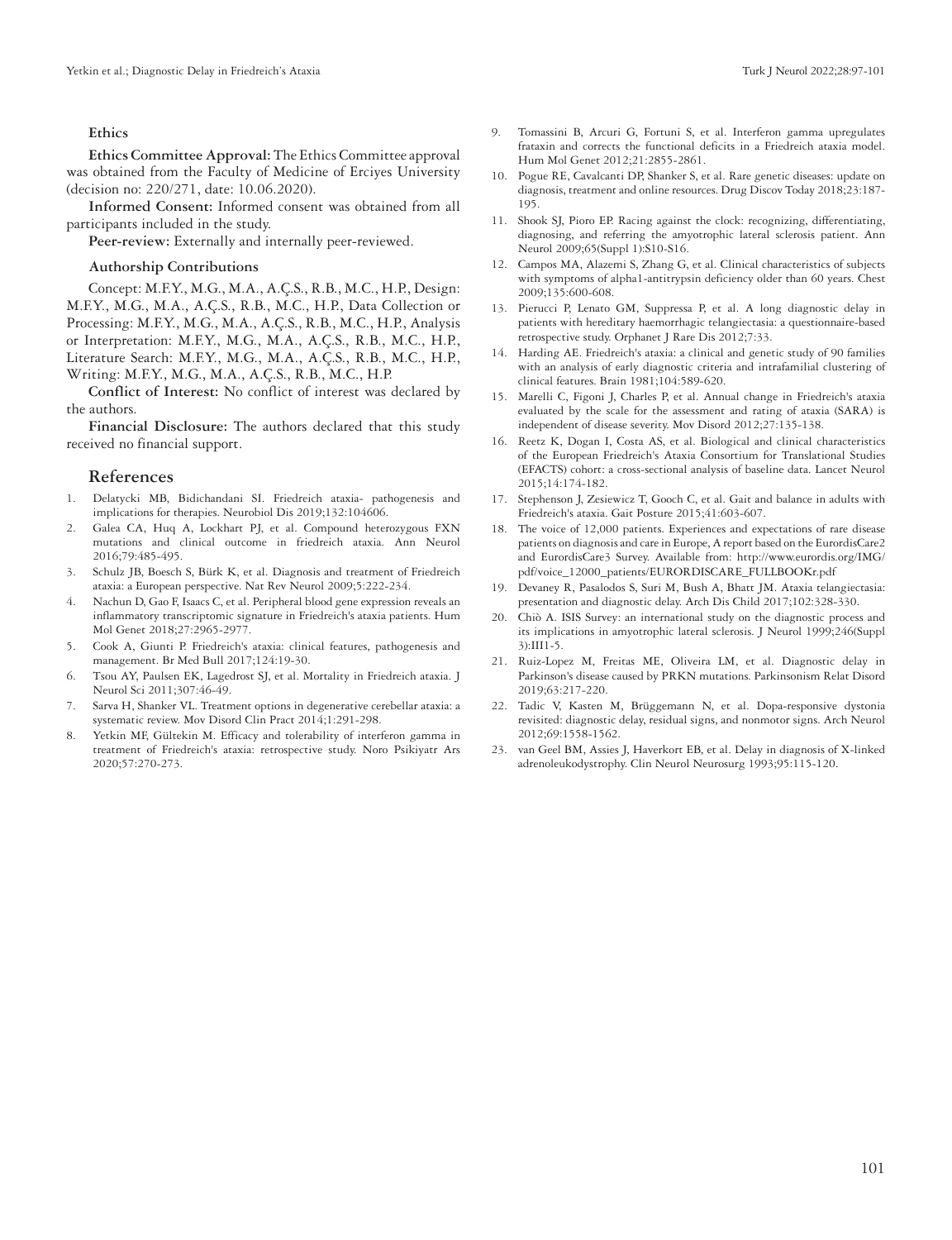### Ethics

**Ethics Committee Approval:** The Ethics Committee approval was obtained from the Faculty of Medicine of Erciyes University (decision no: 220/271, date: 10.06.2020).

**Informed Consent:** Informed consent was obtained from all participants included in the study.

**Peer-review:** Externally and internally peer-reviewed.

### Authorship Contributions

Concept: M.F.Y., M.G., M.A., A.Ç.S., R.B., M.C., H.P., Design: M.F.Y., M.G., M.A., A.Ç.S., R.B., M.C., H.P., Data Collection or Processing: M.F.Y., M.G., M.A., A.Ç.S., R.B., M.C., H.P., Analysis or Interpretation: M.F.Y., M.G., M.A., A.Ç.S., R.B., M.C., H.P., Literature Search: M.F.Y., M.G., M.A., A.Ç.S., R.B., M.C., H.P., Writing: M.F.Y., M.G., M.A., A.Ç.S., R.B., M.C., H.P.

**Conflict of Interest:** No conflict of interest was declared by the authors.

**Financial Disclosure:** The authors declared that this study received no financial support.

## References

1. Delatycki MB, Bidichandani SI. Friedreich ataxia- pathogenesis and implications for therapies. Neurobiol Dis 2019;132:104606.
2. Galea CA, Huq A, Lockhart PJ, et al. Compound heterozygous FXN mutations and clinical outcome in friedreich ataxia. Ann Neurol 2016;79:485-495.
3. Schulz JB, Boesch S, Bürk K, et al. Diagnosis and treatment of Friedreich ataxia: a European perspective. Nat Rev Neurol 2009;5:222-234.
4. Nachun D, Gao F, Isaacs C, et al. Peripheral blood gene expression reveals an inflammatory transcriptomic signature in Friedreich's ataxia patients. Hum Mol Genet 2018;27:2965-2977.
5. Cook A, Giunti P. Friedreich's ataxia: clinical features, pathogenesis and management. Br Med Bull 2017;124:19-30.
6. Tsou AY, Paulsen EK, Lagedrost SJ, et al. Mortality in Friedreich ataxia. J Neurol Sci 2011;307:46-49.
7. Sarva H, Shanker VL. Treatment options in degenerative cerebellar ataxia: a systematic review. Mov Disord Clin Pract 2014;1:291-298.
8. Yetkin MF, Gültekin M. Efficacy and tolerability of interferon gamma in treatment of Friedreich's ataxia: retrospective study. Noro Psikiyatr Ars 2020;57:270-273.
9. Tomassini B, Arcuri G, Fortuni S, et al. Interferon gamma upregulates frataxin and corrects the functional deficits in a Friedreich ataxia model. Hum Mol Genet 2012;21:2855-2861.
10. Pogue RE, Cavalcanti DP, Shanker S, et al. Rare genetic diseases: update on diagnosis, treatment and online resources. Drug Discov Today 2018;23:187-195.
11. Shook SJ, Pioro EP. Racing against the clock: recognizing, differentiating, diagnosing, and referring the amyotrophic lateral sclerosis patient. Ann Neurol 2009;65(Suppl 1):S10-S16.
12. Campos MA, Alazemi S, Zhang G, et al. Clinical characteristics of subjects with symptoms of alpha1-antitrypsin deficiency older than 60 years. Chest 2009;135:600-608.
13. Pierucci P, Lenato GM, Suppressa P, et al. A long diagnostic delay in patients with hereditary haemorrhagic telangiectasia: a questionnaire-based retrospective study. Orphanet J Rare Dis 2012;7:33.
14. Harding AE. Friedreich's ataxia: a clinical and genetic study of 90 families with an analysis of early diagnostic criteria and intrafamilial clustering of clinical features. Brain 1981;104:589-620.
15. Marelli C, Figoni J, Charles P, et al. Annual change in Friedreich's ataxia evaluated by the scale for the assessment and rating of ataxia (SARA) is independent of disease severity. Mov Disord 2012;27:135-138.
16. Reetz K, Dogan I, Costa AS, et al. Biological and clinical characteristics of the European Friedreich's Ataxia Consortium for Translational Studies (EFACTS) cohort: a cross-sectional analysis of baseline data. Lancet Neurol 2015;14:174-182.
17. Stephenson J, Zesiewicz T, Gooch C, et al. Gait and balance in adults with Friedreich's ataxia. Gait Posture 2015;41:603-607.
18. The voice of 12,000 patients. Experiences and expectations of rare disease patients on diagnosis and care in Europe, A report based on the EurordisCare2 and EurordisCare3 Survey. Available from: http://www.eurordis.org/IMG/pdf/voice_12000_patients/EURORDISCARE_FULLBOOKr.pdf
19. Devaney R, Pasalodos S, Suri M, Bush A, Bhatt JM. Ataxia telangiectasia: presentation and diagnostic delay. Arch Dis Child 2017;102:328-330.
20. Chiò A. ISIS Survey: an international study on the diagnostic process and its implications in amyotrophic lateral sclerosis. J Neurol 1999;246(Suppl 3):III1-5.
21. Ruiz-Lopez M, Freitas ME, Oliveira LM, et al. Diagnostic delay in Parkinson's disease caused by PRKN mutations. Parkinsonism Relat Disord 2019;63:217-220.
22. Tadic V, Kasten M, Brüggemann N, et al. Dopa-responsive dystonia revisited: diagnostic delay, residual signs, and nonmotor signs. Arch Neurol 2012;69:1558-1562.
23. van Geel BM, Assies J, Haverkort EB, et al. Delay in diagnosis of X-linked adrenoleukodystrophy. Clin Neurol Neurosurg 1993;95:115-120.